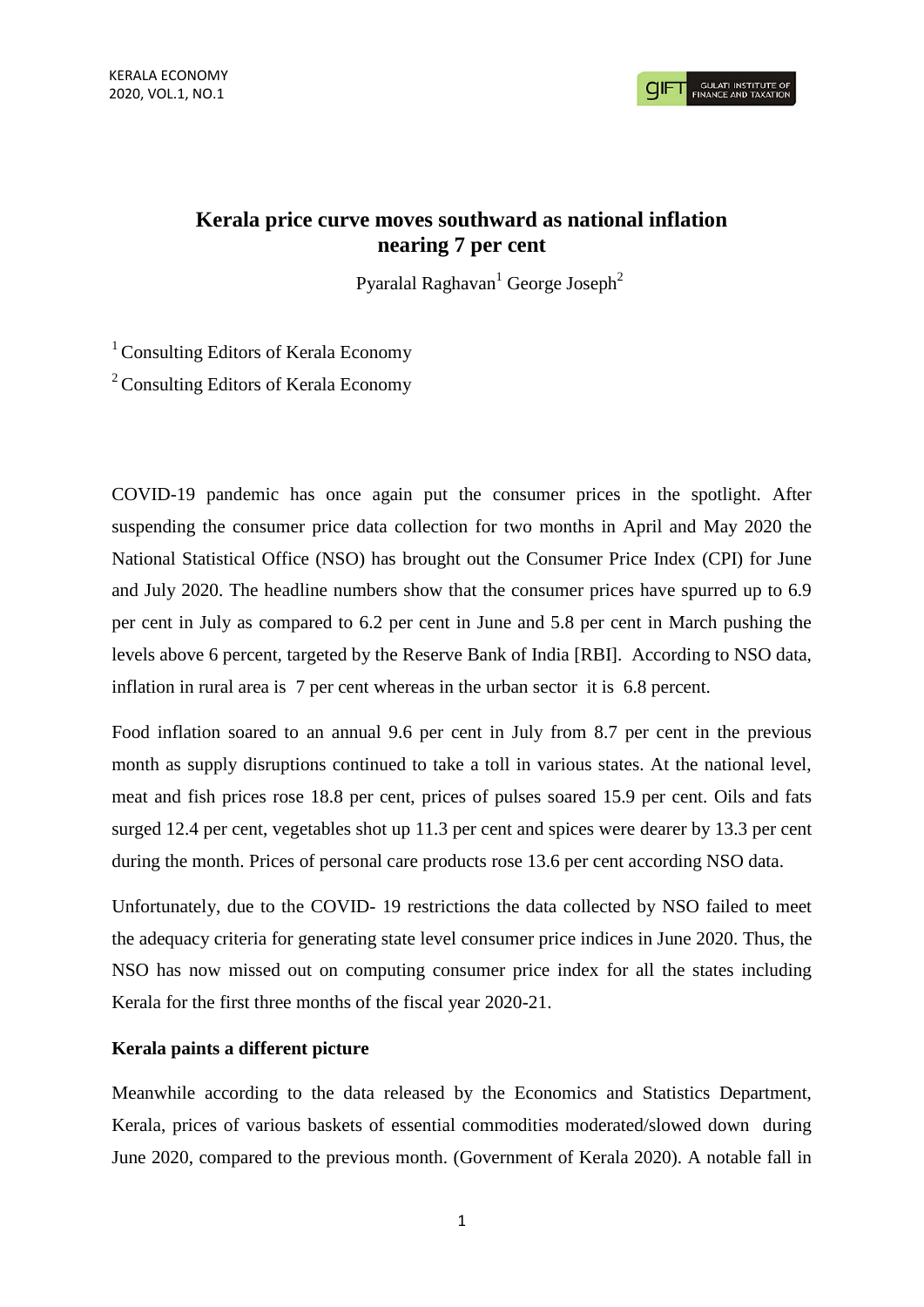# Kerala price curve moves southward as national inflation nearing 7 per cent

Pyaralal Raghavan[1] George Joseph[2]

[1] Consulting Editors of Kerala Economy

[2] Consulting Editors of Kerala Economy

COVID-19 pandemic has once again put the consumer prices in the spotlight. After suspending the consumer price data collection for two months in April and May 2020 the National Statistical Office (NSO) has brought out the Consumer Price Index (CPI) for June and July 2020. The headline numbers show that the consumer prices have spurred up to 6.9 per cent in July as compared to 6.2 per cent in June and 5.8 per cent in March pushing the levels above 6 percent, targeted by the Reserve Bank of India [RBI]. According to NSO data, inflation in rural area is 7 per cent whereas in the urban sector it is 6.8 percent.

Food inflation soared to an annual 9.6 per cent in July from 8.7 per cent in the previous month as supply disruptions continued to take a toll in various states. At the national level, meat and fish prices rose 18.8 per cent, prices of pulses soared 15.9 per cent. Oils and fats surged 12.4 per cent, vegetables shot up 11.3 per cent and spices were dearer by 13.3 per cent during the month. Prices of personal care products rose 13.6 per cent according NSO data.

Unfortunately, due to the COVID- 19 restrictions the data collected by NSO failed to meet the adequacy criteria for generating state level consumer price indices in June 2020. Thus, the NSO has now missed out on computing consumer price index for all the states including Kerala for the first three months of the fiscal year 2020-21.

### Kerala paints a different picture

Meanwhile according to the data released by the Economics and Statistics Department, Kerala, prices of various baskets of essential commodities moderated/slowed down during June 2020, compared to the previous month. (Government of Kerala 2020). A notable fall in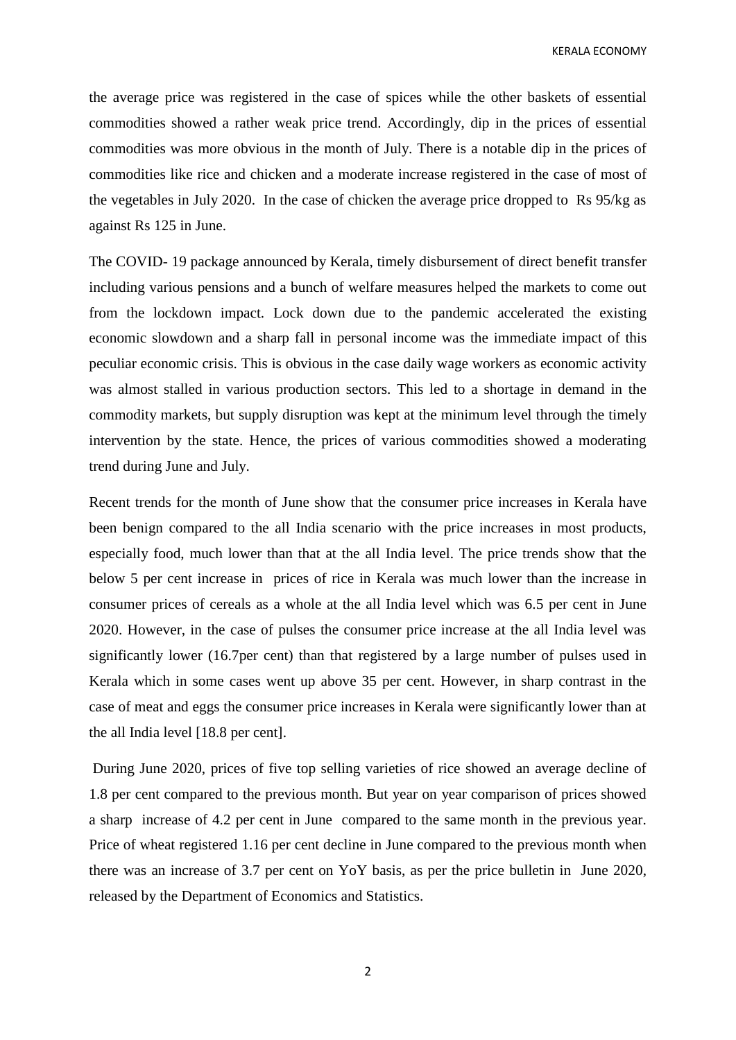the average price was registered in the case of spices while the other baskets of essential commodities showed a rather weak price trend. Accordingly, dip in the prices of essential commodities was more obvious in the month of July. There is a notable dip in the prices of commodities like rice and chicken and a moderate increase registered in the case of most of the vegetables in July 2020. In the case of chicken the average price dropped to Rs 95/kg as against Rs 125 in June.

The COVID- 19 package announced by Kerala, timely disbursement of direct benefit transfer including various pensions and a bunch of welfare measures helped the markets to come out from the lockdown impact. Lock down due to the pandemic accelerated the existing economic slowdown and a sharp fall in personal income was the immediate impact of this peculiar economic crisis. This is obvious in the case daily wage workers as economic activity was almost stalled in various production sectors. This led to a shortage in demand in the commodity markets, but supply disruption was kept at the minimum level through the timely intervention by the state. Hence, the prices of various commodities showed a moderating trend during June and July.

Recent trends for the month of June show that the consumer price increases in Kerala have been benign compared to the all India scenario with the price increases in most products, especially food, much lower than that at the all India level. The price trends show that the below 5 per cent increase in prices of rice in Kerala was much lower than the increase in consumer prices of cereals as a whole at the all India level which was 6.5 per cent in June 2020. However, in the case of pulses the consumer price increase at the all India level was significantly lower (16.7per cent) than that registered by a large number of pulses used in Kerala which in some cases went up above 35 per cent. However, in sharp contrast in the case of meat and eggs the consumer price increases in Kerala were significantly lower than at the all India level [18.8 per cent].

During June 2020, prices of five top selling varieties of rice showed an average decline of 1.8 per cent compared to the previous month. But year on year comparison of prices showed a sharp increase of 4.2 per cent in June compared to the same month in the previous year. Price of wheat registered 1.16 per cent decline in June compared to the previous month when there was an increase of 3.7 per cent on YoY basis, as per the price bulletin in June 2020, released by the Department of Economics and Statistics.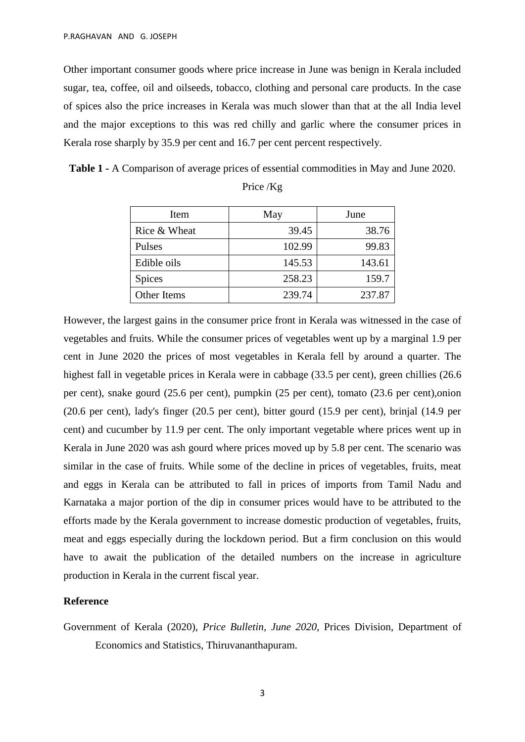Other important consumer goods where price increase in June was benign in Kerala included sugar, tea, coffee, oil and oilseeds, tobacco, clothing and personal care products. In the case of spices also the price increases in Kerala was much slower than that at the all India level and the major exceptions to this was red chilly and garlic where the consumer prices in Kerala rose sharply by 35.9 per cent and 16.7 per cent percent respectively.

**Table 1 -** A Comparison of average prices of essential commodities in May and June 2020.

Price /Kg

| Item | May | June |
|---|---|---|
| Rice & Wheat | 39.45 | 38.76 |
| Pulses | 102.99 | 99.83 |
| Edible oils | 145.53 | 143.61 |
| Spices | 258.23 | 159.7 |
| Other Items | 239.74 | 237.87 |

However, the largest gains in the consumer price front in Kerala was witnessed in the case of vegetables and fruits. While the consumer prices of vegetables went up by a marginal 1.9 per cent in June 2020 the prices of most vegetables in Kerala fell by around a quarter. The highest fall in vegetable prices in Kerala were in cabbage (33.5 per cent), green chillies (26.6 per cent), snake gourd (25.6 per cent), pumpkin (25 per cent), tomato (23.6 per cent),onion (20.6 per cent), lady's finger (20.5 per cent), bitter gourd (15.9 per cent), brinjal (14.9 per cent) and cucumber by 11.9 per cent. The only important vegetable where prices went up in Kerala in June 2020 was ash gourd where prices moved up by 5.8 per cent. The scenario was similar in the case of fruits. While some of the decline in prices of vegetables, fruits, meat and eggs in Kerala can be attributed to fall in prices of imports from Tamil Nadu and Karnataka a major portion of the dip in consumer prices would have to be attributed to the efforts made by the Kerala government to increase domestic production of vegetables, fruits, meat and eggs especially during the lockdown period. But a firm conclusion on this would have to await the publication of the detailed numbers on the increase in agriculture production in Kerala in the current fiscal year.

## Reference

Government of Kerala (2020), *Price Bulletin, June 2020*, Prices Division, Department of Economics and Statistics, Thiruvananthapuram.